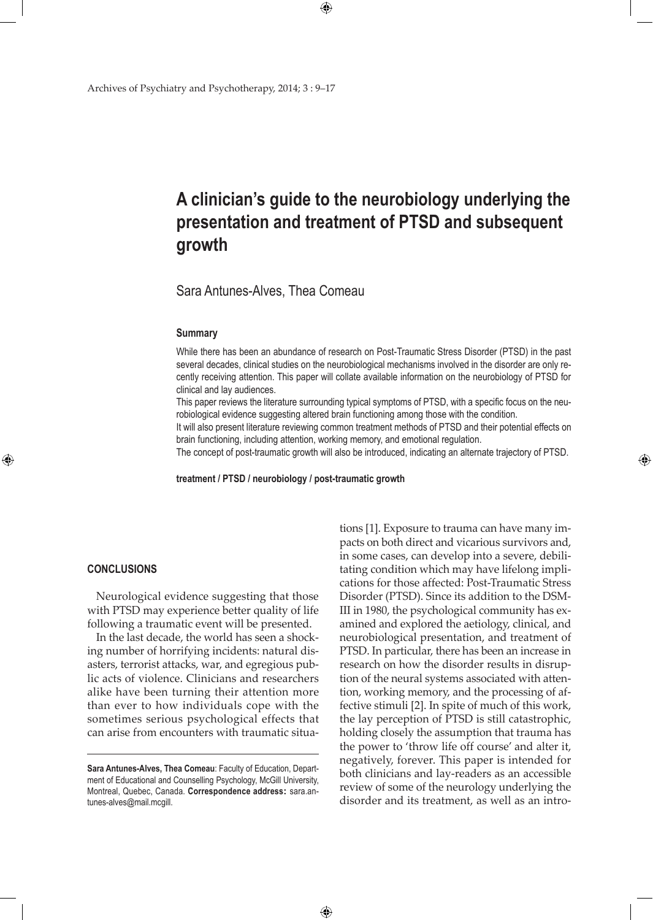# A clinician's guide to the neurobiology underlying the presentation and treatment of PTSD and subsequent growth

Sara Antunes-Alves, Thea Comeau

### Summary

While there has been an abundance of research on Post-Traumatic Stress Disorder (PTSD) in the past several decades, clinical studies on the neurobiological mechanisms involved in the disorder are only recently receiving attention. This paper will collate available information on the neurobiology of PTSD for clinical and lay audiences.

This paper reviews the literature surrounding typical symptoms of PTSD, with a specific focus on the neurobiological evidence suggesting altered brain functioning among those with the condition.

It will also present literature reviewing common treatment methods of PTSD and their potential effects on brain functioning, including attention, working memory, and emotional regulation.

The concept of post-traumatic growth will also be introduced, indicating an alternate trajectory of PTSD.

**treatment / PTSD / neurobiology / post-traumatic growth**

### CONCLUSIONS

Neurological evidence suggesting that those with PTSD may experience better quality of life following a traumatic event will be presented.

In the last decade, the world has seen a shocking number of horrifying incidents: natural disasters, terrorist attacks, war, and egregious public acts of violence. Clinicians and researchers alike have been turning their attention more than ever to how individuals cope with the sometimes serious psychological effects that can arise from encounters with traumatic situations [1]. Exposure to trauma can have many impacts on both direct and vicarious survivors and, in some cases, can develop into a severe, debilitating condition which may have lifelong implications for those affected: Post-Traumatic Stress Disorder (PTSD). Since its addition to the DSM-III in 1980, the psychological community has examined and explored the aetiology, clinical, and neurobiological presentation, and treatment of PTSD. In particular, there has been an increase in research on how the disorder results in disruption of the neural systems associated with attention, working memory, and the processing of affective stimuli [2]. In spite of much of this work, the lay perception of PTSD is still catastrophic, holding closely the assumption that trauma has the power to 'throw life off course' and alter it, negatively, forever. This paper is intended for both clinicians and lay-readers as an accessible review of some of the neurology underlying the disorder and its treatment, as well as an intro-

**Sara Antunes-Alves, Thea Comeau**: Faculty of Education, Department of Educational and Counselling Psychology, McGill University, Montreal, Quebec, Canada. **Correspondence address:** sara.antunes-alves@mail.mcgill.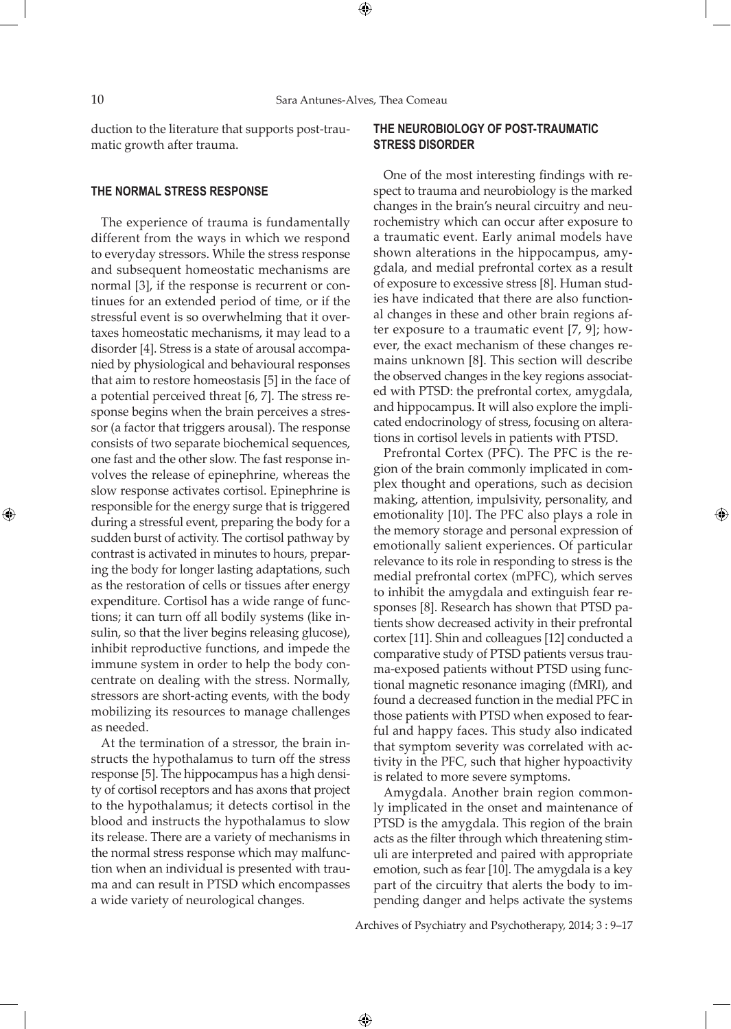duction to the literature that supports post-traumatic growth after trauma.

## THE NORMAL STRESS RESPONSE

The experience of trauma is fundamentally different from the ways in which we respond to everyday stressors. While the stress response and subsequent homeostatic mechanisms are normal [3], if the response is recurrent or continues for an extended period of time, or if the stressful event is so overwhelming that it overtaxes homeostatic mechanisms, it may lead to a disorder [4]. Stress is a state of arousal accompanied by physiological and behavioural responses that aim to restore homeostasis [5] in the face of a potential perceived threat [6, 7]. The stress response begins when the brain perceives a stressor (a factor that triggers arousal). The response consists of two separate biochemical sequences, one fast and the other slow. The fast response involves the release of epinephrine, whereas the slow response activates cortisol. Epinephrine is responsible for the energy surge that is triggered during a stressful event, preparing the body for a sudden burst of activity. The cortisol pathway by contrast is activated in minutes to hours, preparing the body for longer lasting adaptations, such as the restoration of cells or tissues after energy expenditure. Cortisol has a wide range of functions; it can turn off all bodily systems (like insulin, so that the liver begins releasing glucose), inhibit reproductive functions, and impede the immune system in order to help the body concentrate on dealing with the stress. Normally, stressors are short-acting events, with the body mobilizing its resources to manage challenges as needed.

At the termination of a stressor, the brain instructs the hypothalamus to turn off the stress response [5]. The hippocampus has a high density of cortisol receptors and has axons that project to the hypothalamus; it detects cortisol in the blood and instructs the hypothalamus to slow its release. There are a variety of mechanisms in the normal stress response which may malfunction when an individual is presented with trauma and can result in PTSD which encompasses a wide variety of neurological changes.

## THE NEUROBIOLOGY OF POST-TRAUMATIC STRESS DISORDER

One of the most interesting findings with respect to trauma and neurobiology is the marked changes in the brain's neural circuitry and neurochemistry which can occur after exposure to a traumatic event. Early animal models have shown alterations in the hippocampus, amygdala, and medial prefrontal cortex as a result of exposure to excessive stress [8]. Human studies have indicated that there are also functional changes in these and other brain regions after exposure to a traumatic event [7, 9]; however, the exact mechanism of these changes remains unknown [8]. This section will describe the observed changes in the key regions associated with PTSD: the prefrontal cortex, amygdala, and hippocampus. It will also explore the implicated endocrinology of stress, focusing on alterations in cortisol levels in patients with PTSD.

Prefrontal Cortex (PFC). The PFC is the region of the brain commonly implicated in complex thought and operations, such as decision making, attention, impulsivity, personality, and emotionality [10]. The PFC also plays a role in the memory storage and personal expression of emotionally salient experiences. Of particular relevance to its role in responding to stress is the medial prefrontal cortex (mPFC), which serves to inhibit the amygdala and extinguish fear responses [8]. Research has shown that PTSD patients show decreased activity in their prefrontal cortex [11]. Shin and colleagues [12] conducted a comparative study of PTSD patients versus trauma-exposed patients without PTSD using functional magnetic resonance imaging (fMRI), and found a decreased function in the medial PFC in those patients with PTSD when exposed to fearful and happy faces. This study also indicated that symptom severity was correlated with activity in the PFC, such that higher hypoactivity is related to more severe symptoms.

Amygdala. Another brain region commonly implicated in the onset and maintenance of PTSD is the amygdala. This region of the brain acts as the filter through which threatening stimuli are interpreted and paired with appropriate emotion, such as fear [10]. The amygdala is a key part of the circuitry that alerts the body to impending danger and helps activate the systems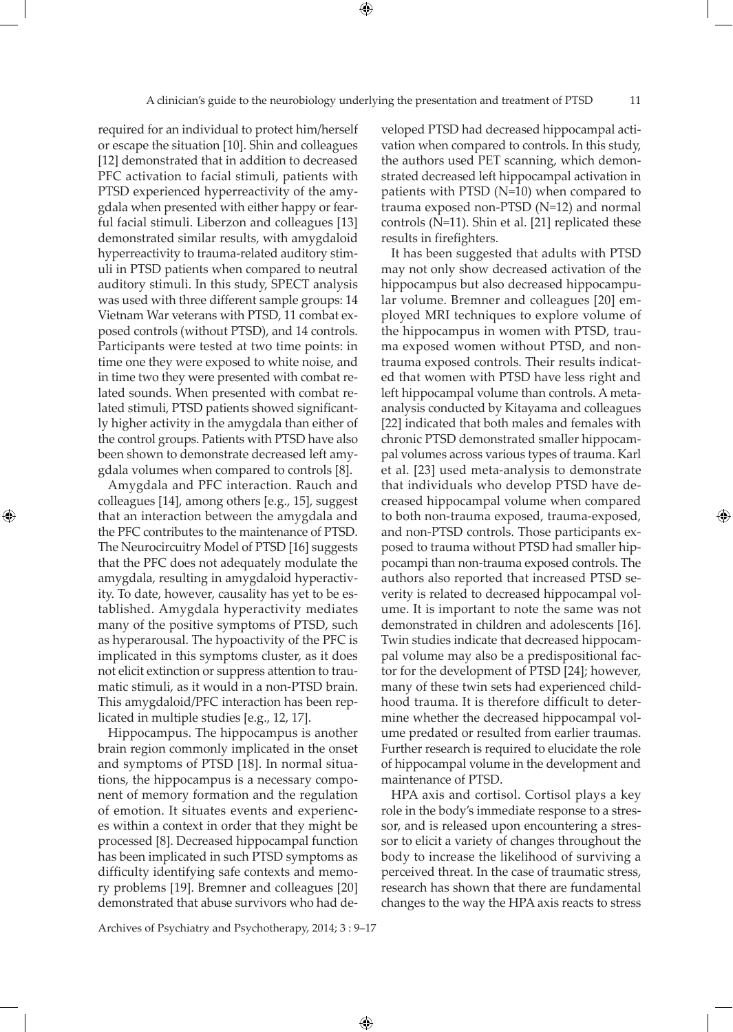required for an individual to protect him/herself or escape the situation [10]. Shin and colleagues [12] demonstrated that in addition to decreased PFC activation to facial stimuli, patients with PTSD experienced hyperreactivity of the amygdala when presented with either happy or fearful facial stimuli. Liberzon and colleagues [13] demonstrated similar results, with amygdaloid hyperreactivity to trauma-related auditory stimuli in PTSD patients when compared to neutral auditory stimuli. In this study, SPECT analysis was used with three different sample groups: 14 Vietnam War veterans with PTSD, 11 combat exposed controls (without PTSD), and 14 controls. Participants were tested at two time points: in time one they were exposed to white noise, and in time two they were presented with combat related sounds. When presented with combat related stimuli, PTSD patients showed significantly higher activity in the amygdala than either of the control groups. Patients with PTSD have also been shown to demonstrate decreased left amygdala volumes when compared to controls [8].

Amygdala and PFC interaction. Rauch and colleagues [14], among others [e.g., 15], suggest that an interaction between the amygdala and the PFC contributes to the maintenance of PTSD. The Neurocircuitry Model of PTSD [16] suggests that the PFC does not adequately modulate the amygdala, resulting in amygdaloid hyperactivity. To date, however, causality has yet to be established. Amygdala hyperactivity mediates many of the positive symptoms of PTSD, such as hyperarousal. The hypoactivity of the PFC is implicated in this symptoms cluster, as it does not elicit extinction or suppress attention to traumatic stimuli, as it would in a non-PTSD brain. This amygdaloid/PFC interaction has been replicated in multiple studies [e.g., 12, 17].

Hippocampus. The hippocampus is another brain region commonly implicated in the onset and symptoms of PTSD [18]. In normal situations, the hippocampus is a necessary component of memory formation and the regulation of emotion. It situates events and experiences within a context in order that they might be processed [8]. Decreased hippocampal function has been implicated in such PTSD symptoms as difficulty identifying safe contexts and memory problems [19]. Bremner and colleagues [20] demonstrated that abuse survivors who had developed PTSD had decreased hippocampal activation when compared to controls. In this study, the authors used PET scanning, which demonstrated decreased left hippocampal activation in patients with PTSD (N=10) when compared to trauma exposed non-PTSD (N=12) and normal controls (N=11). Shin et al. [21] replicated these results in firefighters.

It has been suggested that adults with PTSD may not only show decreased activation of the hippocampus but also decreased hippocampular volume. Bremner and colleagues [20] employed MRI techniques to explore volume of the hippocampus in women with PTSD, trauma exposed women without PTSD, and non-trauma exposed controls. Their results indicated that women with PTSD have less right and left hippocampal volume than controls. A meta-analysis conducted by Kitayama and colleagues [22] indicated that both males and females with chronic PTSD demonstrated smaller hippocampal volumes across various types of trauma. Karl et al. [23] used meta-analysis to demonstrate that individuals who develop PTSD have decreased hippocampal volume when compared to both non-trauma exposed, trauma-exposed, and non-PTSD controls. Those participants exposed to trauma without PTSD had smaller hippocampi than non-trauma exposed controls. The authors also reported that increased PTSD severity is related to decreased hippocampal volume. It is important to note the same was not demonstrated in children and adolescents [16]. Twin studies indicate that decreased hippocampal volume may also be a predispositional factor for the development of PTSD [24]; however, many of these twin sets had experienced childhood trauma. It is therefore difficult to determine whether the decreased hippocampal volume predated or resulted from earlier traumas. Further research is required to elucidate the role of hippocampal volume in the development and maintenance of PTSD.

HPA axis and cortisol. Cortisol plays a key role in the body's immediate response to a stressor, and is released upon encountering a stressor to elicit a variety of changes throughout the body to increase the likelihood of surviving a perceived threat. In the case of traumatic stress, research has shown that there are fundamental changes to the way the HPA axis reacts to stress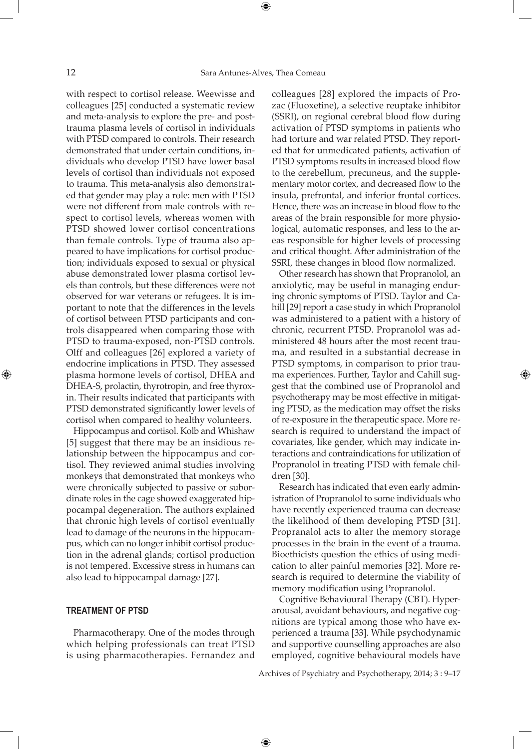with respect to cortisol release. Weewisse and colleagues [25] conducted a systematic review and meta-analysis to explore the pre- and post-trauma plasma levels of cortisol in individuals with PTSD compared to controls. Their research demonstrated that under certain conditions, individuals who develop PTSD have lower basal levels of cortisol than individuals not exposed to trauma. This meta-analysis also demonstrated that gender may play a role: men with PTSD were not different from male controls with respect to cortisol levels, whereas women with PTSD showed lower cortisol concentrations than female controls. Type of trauma also appeared to have implications for cortisol production; individuals exposed to sexual or physical abuse demonstrated lower plasma cortisol levels than controls, but these differences were not observed for war veterans or refugees. It is important to note that the differences in the levels of cortisol between PTSD participants and controls disappeared when comparing those with PTSD to trauma-exposed, non-PTSD controls. Olff and colleagues [26] explored a variety of endocrine implications in PTSD. They assessed plasma hormone levels of cortisol, DHEA and DHEA-S, prolactin, thyrotropin, and free thyroxin. Their results indicated that participants with PTSD demonstrated significantly lower levels of cortisol when compared to healthy volunteers.

Hippocampus and cortisol. Kolb and Whishaw [5] suggest that there may be an insidious relationship between the hippocampus and cortisol. They reviewed animal studies involving monkeys that demonstrated that monkeys who were chronically subjected to passive or subordinate roles in the cage showed exaggerated hippocampal degeneration. The authors explained that chronic high levels of cortisol eventually lead to damage of the neurons in the hippocampus, which can no longer inhibit cortisol production in the adrenal glands; cortisol production is not tempered. Excessive stress in humans can also lead to hippocampal damage [27].

## TREATMENT OF PTSD

Pharmacotherapy. One of the modes through which helping professionals can treat PTSD is using pharmacotherapies. Fernandez and colleagues [28] explored the impacts of Prozac (Fluoxetine), a selective reuptake inhibitor (SSRI), on regional cerebral blood flow during activation of PTSD symptoms in patients who had torture and war related PTSD. They reported that for unmedicated patients, activation of PTSD symptoms results in increased blood flow to the cerebellum, precuneus, and the supplementary motor cortex, and decreased flow to the insula, prefrontal, and inferior frontal cortices. Hence, there was an increase in blood flow to the areas of the brain responsible for more physiological, automatic responses, and less to the areas responsible for higher levels of processing and critical thought. After administration of the SSRI, these changes in blood flow normalized.

Other research has shown that Propranolol, an anxiolytic, may be useful in managing enduring chronic symptoms of PTSD. Taylor and Cahill [29] report a case study in which Propranolol was administered to a patient with a history of chronic, recurrent PTSD. Propranolol was administered 48 hours after the most recent trauma, and resulted in a substantial decrease in PTSD symptoms, in comparison to prior trauma experiences. Further, Taylor and Cahill suggest that the combined use of Propranolol and psychotherapy may be most effective in mitigating PTSD, as the medication may offset the risks of re-exposure in the therapeutic space. More research is required to understand the impact of covariates, like gender, which may indicate interactions and contraindications for utilization of Propranolol in treating PTSD with female children [30].

Research has indicated that even early administration of Propranolol to some individuals who have recently experienced trauma can decrease the likelihood of them developing PTSD [31]. Propranalol acts to alter the memory storage processes in the brain in the event of a trauma. Bioethicists question the ethics of using medication to alter painful memories [32]. More research is required to determine the viability of memory modification using Propranolol.

Cognitive Behavioural Therapy (CBT). Hyperarousal, avoidant behaviours, and negative cognitions are typical among those who have experienced a trauma [33]. While psychodynamic and supportive counselling approaches are also employed, cognitive behavioural models have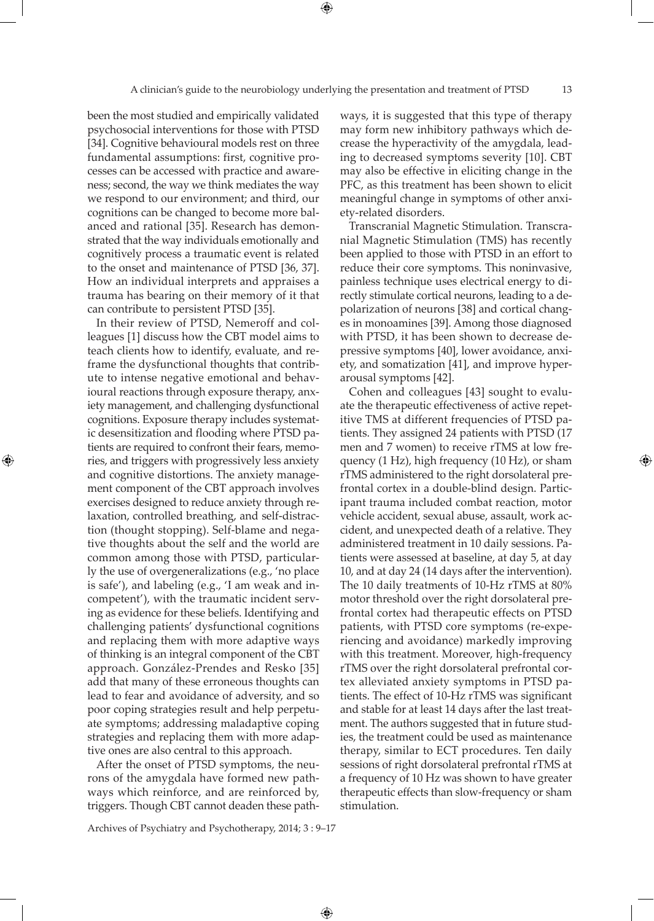been the most studied and empirically validated psychosocial interventions for those with PTSD [34]. Cognitive behavioural models rest on three fundamental assumptions: first, cognitive processes can be accessed with practice and awareness; second, the way we think mediates the way we respond to our environment; and third, our cognitions can be changed to become more balanced and rational [35]. Research has demonstrated that the way individuals emotionally and cognitively process a traumatic event is related to the onset and maintenance of PTSD [36, 37]. How an individual interprets and appraises a trauma has bearing on their memory of it that can contribute to persistent PTSD [35].

In their review of PTSD, Nemeroff and colleagues [1] discuss how the CBT model aims to teach clients how to identify, evaluate, and reframe the dysfunctional thoughts that contribute to intense negative emotional and behavioural reactions through exposure therapy, anxiety management, and challenging dysfunctional cognitions. Exposure therapy includes systematic desensitization and flooding where PTSD patients are required to confront their fears, memories, and triggers with progressively less anxiety and cognitive distortions. The anxiety management component of the CBT approach involves exercises designed to reduce anxiety through relaxation, controlled breathing, and self-distraction (thought stopping). Self-blame and negative thoughts about the self and the world are common among those with PTSD, particularly the use of overgeneralizations (e.g., 'no place is safe'), and labeling (e.g., 'I am weak and incompetent'), with the traumatic incident serving as evidence for these beliefs. Identifying and challenging patients' dysfunctional cognitions and replacing them with more adaptive ways of thinking is an integral component of the CBT approach. González-Prendes and Resko [35] add that many of these erroneous thoughts can lead to fear and avoidance of adversity, and so poor coping strategies result and help perpetuate symptoms; addressing maladaptive coping strategies and replacing them with more adaptive ones are also central to this approach.

After the onset of PTSD symptoms, the neurons of the amygdala have formed new pathways which reinforce, and are reinforced by, triggers. Though CBT cannot deaden these pathways, it is suggested that this type of therapy may form new inhibitory pathways which decrease the hyperactivity of the amygdala, leading to decreased symptoms severity [10]. CBT may also be effective in eliciting change in the PFC, as this treatment has been shown to elicit meaningful change in symptoms of other anxiety-related disorders.

Transcranial Magnetic Stimulation. Transcranial Magnetic Stimulation (TMS) has recently been applied to those with PTSD in an effort to reduce their core symptoms. This noninvasive, painless technique uses electrical energy to directly stimulate cortical neurons, leading to a depolarization of neurons [38] and cortical changes in monoamines [39]. Among those diagnosed with PTSD, it has been shown to decrease depressive symptoms [40], lower avoidance, anxiety, and somatization [41], and improve hyperarousal symptoms [42].

Cohen and colleagues [43] sought to evaluate the therapeutic effectiveness of active repetitive TMS at different frequencies of PTSD patients. They assigned 24 patients with PTSD (17 men and 7 women) to receive rTMS at low frequency (1 Hz), high frequency (10 Hz), or sham rTMS administered to the right dorsolateral prefrontal cortex in a double-blind design. Participant trauma included combat reaction, motor vehicle accident, sexual abuse, assault, work accident, and unexpected death of a relative. They administered treatment in 10 daily sessions. Patients were assessed at baseline, at day 5, at day 10, and at day 24 (14 days after the intervention). The 10 daily treatments of 10-Hz rTMS at 80% motor threshold over the right dorsolateral prefrontal cortex had therapeutic effects on PTSD patients, with PTSD core symptoms (re-experiencing and avoidance) markedly improving with this treatment. Moreover, high-frequency rTMS over the right dorsolateral prefrontal cortex alleviated anxiety symptoms in PTSD patients. The effect of 10-Hz rTMS was significant and stable for at least 14 days after the last treatment. The authors suggested that in future studies, the treatment could be used as maintenance therapy, similar to ECT procedures. Ten daily sessions of right dorsolateral prefrontal rTMS at a frequency of 10 Hz was shown to have greater therapeutic effects than slow-frequency or sham stimulation.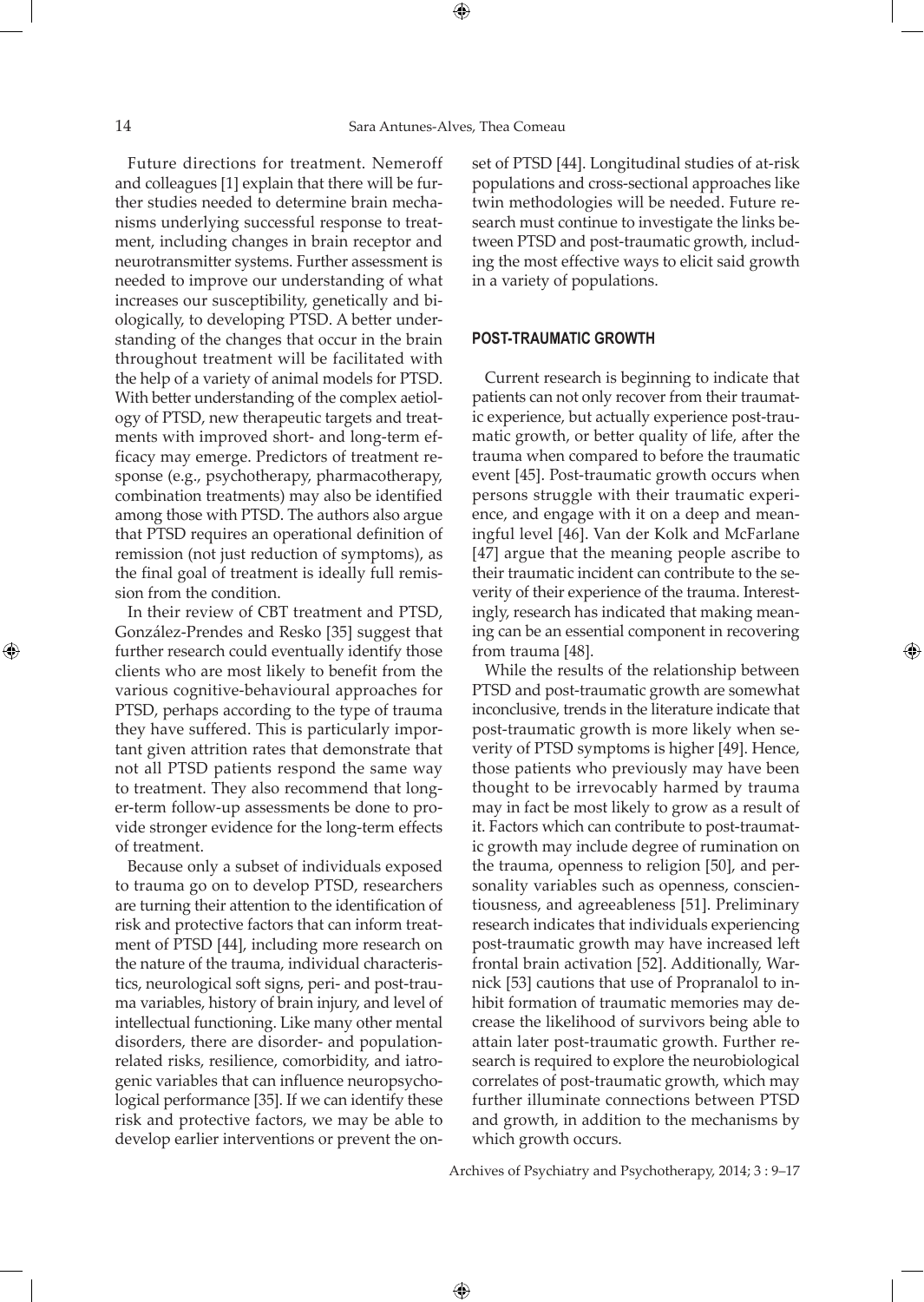Future directions for treatment. Nemeroff and colleagues [1] explain that there will be further studies needed to determine brain mechanisms underlying successful response to treatment, including changes in brain receptor and neurotransmitter systems. Further assessment is needed to improve our understanding of what increases our susceptibility, genetically and biologically, to developing PTSD. A better understanding of the changes that occur in the brain throughout treatment will be facilitated with the help of a variety of animal models for PTSD. With better understanding of the complex aetiology of PTSD, new therapeutic targets and treatments with improved short- and long-term efficacy may emerge. Predictors of treatment response (e.g., psychotherapy, pharmacotherapy, combination treatments) may also be identified among those with PTSD. The authors also argue that PTSD requires an operational definition of remission (not just reduction of symptoms), as the final goal of treatment is ideally full remission from the condition.

In their review of CBT treatment and PTSD, González-Prendes and Resko [35] suggest that further research could eventually identify those clients who are most likely to benefit from the various cognitive-behavioural approaches for PTSD, perhaps according to the type of trauma they have suffered. This is particularly important given attrition rates that demonstrate that not all PTSD patients respond the same way to treatment. They also recommend that longer-term follow-up assessments be done to provide stronger evidence for the long-term effects of treatment.

Because only a subset of individuals exposed to trauma go on to develop PTSD, researchers are turning their attention to the identification of risk and protective factors that can inform treatment of PTSD [44], including more research on the nature of the trauma, individual characteristics, neurological soft signs, peri- and post-trauma variables, history of brain injury, and level of intellectual functioning. Like many other mental disorders, there are disorder- and population-related risks, resilience, comorbidity, and iatrogenic variables that can influence neuropsychological performance [35]. If we can identify these risk and protective factors, we may be able to develop earlier interventions or prevent the onset of PTSD [44]. Longitudinal studies of at-risk populations and cross-sectional approaches like twin methodologies will be needed. Future research must continue to investigate the links between PTSD and post-traumatic growth, including the most effective ways to elicit said growth in a variety of populations.

## POST-TRAUMATIC GROWTH

Current research is beginning to indicate that patients can not only recover from their traumatic experience, but actually experience post-traumatic growth, or better quality of life, after the trauma when compared to before the traumatic event [45]. Post-traumatic growth occurs when persons struggle with their traumatic experience, and engage with it on a deep and meaningful level [46]. Van der Kolk and McFarlane [47] argue that the meaning people ascribe to their traumatic incident can contribute to the severity of their experience of the trauma. Interestingly, research has indicated that making meaning can be an essential component in recovering from trauma [48].

While the results of the relationship between PTSD and post-traumatic growth are somewhat inconclusive, trends in the literature indicate that post-traumatic growth is more likely when severity of PTSD symptoms is higher [49]. Hence, those patients who previously may have been thought to be irrevocably harmed by trauma may in fact be most likely to grow as a result of it. Factors which can contribute to post-traumatic growth may include degree of rumination on the trauma, openness to religion [50], and personality variables such as openness, conscientiousness, and agreeableness [51]. Preliminary research indicates that individuals experiencing post-traumatic growth may have increased left frontal brain activation [52]. Additionally, Warnick [53] cautions that use of Propranalol to inhibit formation of traumatic memories may decrease the likelihood of survivors being able to attain later post-traumatic growth. Further research is required to explore the neurobiological correlates of post-traumatic growth, which may further illuminate connections between PTSD and growth, in addition to the mechanisms by which growth occurs.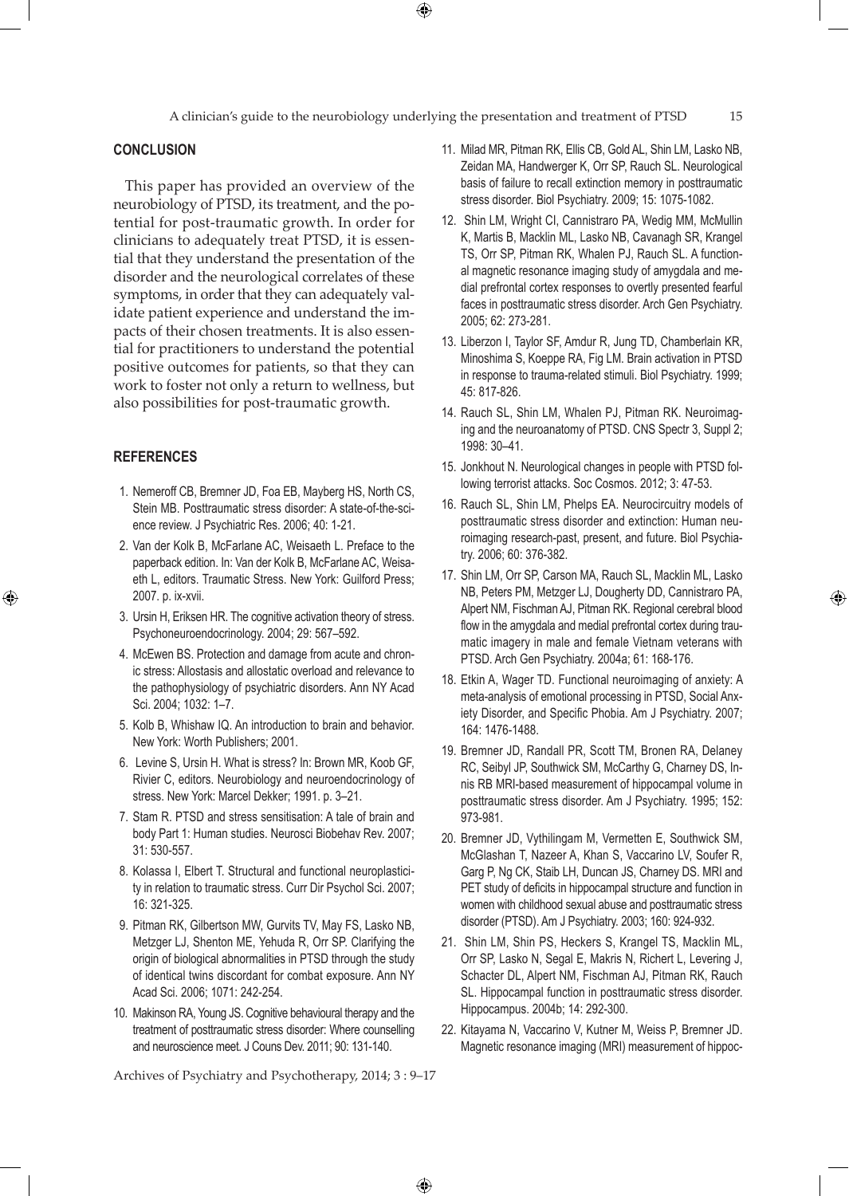## CONCLUSION

This paper has provided an overview of the neurobiology of PTSD, its treatment, and the potential for post-traumatic growth. In order for clinicians to adequately treat PTSD, it is essential that they understand the presentation of the disorder and the neurological correlates of these symptoms, in order that they can adequately validate patient experience and understand the impacts of their chosen treatments. It is also essential for practitioners to understand the potential positive outcomes for patients, so that they can work to foster not only a return to wellness, but also possibilities for post-traumatic growth.

## REFERENCES

1. Nemeroff CB, Bremner JD, Foa EB, Mayberg HS, North CS, Stein MB. Posttraumatic stress disorder: A state-of-the-science review. J Psychiatric Res. 2006; 40: 1-21.
2. Van der Kolk B, McFarlane AC, Weisaeth L. Preface to the paperback edition. In: Van der Kolk B, McFarlane AC, Weisaeth L, editors. Traumatic Stress. New York: Guilford Press; 2007. p. ix-xvii.
3. Ursin H, Eriksen HR. The cognitive activation theory of stress. Psychoneuroendocrinology. 2004; 29: 567–592.
4. McEwen BS. Protection and damage from acute and chronic stress: Allostasis and allostatic overload and relevance to the pathophysiology of psychiatric disorders. Ann NY Acad Sci. 2004; 1032: 1–7.
5. Kolb B, Whishaw IQ. An introduction to brain and behavior. New York: Worth Publishers; 2001.
6. Levine S, Ursin H. What is stress? In: Brown MR, Koob GF, Rivier C, editors. Neurobiology and neuroendocrinology of stress. New York: Marcel Dekker; 1991. p. 3–21.
7. Stam R. PTSD and stress sensitisation: A tale of brain and body Part 1: Human studies. Neurosci Biobehav Rev. 2007; 31: 530-557.
8. Kolassa I, Elbert T. Structural and functional neuroplasticity in relation to traumatic stress. Curr Dir Psychol Sci. 2007; 16: 321-325.
9. Pitman RK, Gilbertson MW, Gurvits TV, May FS, Lasko NB, Metzger LJ, Shenton ME, Yehuda R, Orr SP. Clarifying the origin of biological abnormalities in PTSD through the study of identical twins discordant for combat exposure. Ann NY Acad Sci. 2006; 1071: 242-254.
10. Makinson RA, Young JS. Cognitive behavioural therapy and the treatment of posttraumatic stress disorder: Where counselling and neuroscience meet. J Couns Dev. 2011; 90: 131-140.
11. Milad MR, Pitman RK, Ellis CB, Gold AL, Shin LM, Lasko NB, Zeidan MA, Handwerger K, Orr SP, Rauch SL. Neurological basis of failure to recall extinction memory in posttraumatic stress disorder. Biol Psychiatry. 2009; 15: 1075-1082.
12. Shin LM, Wright CI, Cannistraro PA, Wedig MM, McMullin K, Martis B, Macklin ML, Lasko NB, Cavanagh SR, Krangel TS, Orr SP, Pitman RK, Whalen PJ, Rauch SL. A functional magnetic resonance imaging study of amygdala and medial prefrontal cortex responses to overtly presented fearful faces in posttraumatic stress disorder. Arch Gen Psychiatry. 2005; 62: 273-281.
13. Liberzon I, Taylor SF, Amdur R, Jung TD, Chamberlain KR, Minoshima S, Koeppe RA, Fig LM. Brain activation in PTSD in response to trauma-related stimuli. Biol Psychiatry. 1999; 45: 817-826.
14. Rauch SL, Shin LM, Whalen PJ, Pitman RK. Neuroimaging and the neuroanatomy of PTSD. CNS Spectr 3, Suppl 2; 1998: 30–41.
15. Jonkhout N. Neurological changes in people with PTSD following terrorist attacks. Soc Cosmos. 2012; 3: 47-53.
16. Rauch SL, Shin LM, Phelps EA. Neurocircuitry models of posttraumatic stress disorder and extinction: Human neuroimaging research-past, present, and future. Biol Psychiatry. 2006; 60: 376-382.
17. Shin LM, Orr SP, Carson MA, Rauch SL, Macklin ML, Lasko NB, Peters PM, Metzger LJ, Dougherty DD, Cannistraro PA, Alpert NM, Fischman AJ, Pitman RK. Regional cerebral blood flow in the amygdala and medial prefrontal cortex during traumatic imagery in male and female Vietnam veterans with PTSD. Arch Gen Psychiatry. 2004a; 61: 168-176.
18. Etkin A, Wager TD. Functional neuroimaging of anxiety: A meta-analysis of emotional processing in PTSD, Social Anxiety Disorder, and Specific Phobia. Am J Psychiatry. 2007; 164: 1476-1488.
19. Bremner JD, Randall PR, Scott TM, Bronen RA, Delaney RC, Seibyl JP, Southwick SM, McCarthy G, Charney DS, Innis RB MRI-based measurement of hippocampal volume in posttraumatic stress disorder. Am J Psychiatry. 1995; 152: 973-981.
20. Bremner JD, Vythilingam M, Vermetten E, Southwick SM, McGlashan T, Nazeer A, Khan S, Vaccarino LV, Soufer R, Garg P, Ng CK, Staib LH, Duncan JS, Charney DS. MRI and PET study of deficits in hippocampal structure and function in women with childhood sexual abuse and posttraumatic stress disorder (PTSD). Am J Psychiatry. 2003; 160: 924-932.
21. Shin LM, Shin PS, Heckers S, Krangel TS, Macklin ML, Orr SP, Lasko N, Segal E, Makris N, Richert L, Levering J, Schacter DL, Alpert NM, Fischman AJ, Pitman RK, Rauch SL. Hippocampal function in posttraumatic stress disorder. Hippocampus. 2004b; 14: 292-300.
22. Kitayama N, Vaccarino V, Kutner M, Weiss P, Bremner JD. Magnetic resonance imaging (MRI) measurement of hippoc-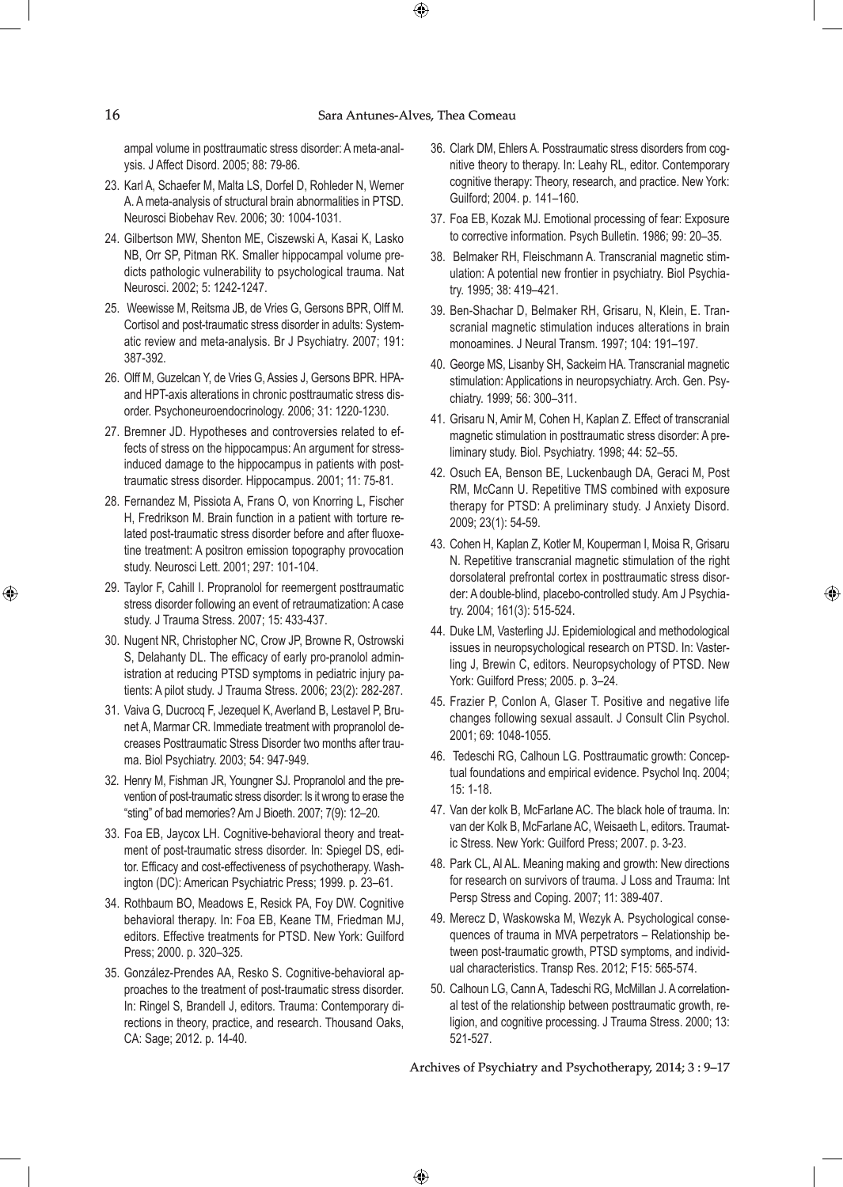ampal volume in posttraumatic stress disorder: A meta-analysis. J Affect Disord. 2005; 88: 79-86.

23. Karl A, Schaefer M, Malta LS, Dorfel D, Rohleder N, Werner A. A meta-analysis of structural brain abnormalities in PTSD. Neurosci Biobehav Rev. 2006; 30: 1004-1031.

24. Gilbertson MW, Shenton ME, Ciszewski A, Kasai K, Lasko NB, Orr SP, Pitman RK. Smaller hippocampal volume predicts pathologic vulnerability to psychological trauma. Nat Neurosci. 2002; 5: 1242-1247.

25. Weewisse M, Reitsma JB, de Vries G, Gersons BPR, Olff M. Cortisol and post-traumatic stress disorder in adults: Systematic review and meta-analysis. Br J Psychiatry. 2007; 191: 387-392.

26. Olff M, Guzelcan Y, de Vries G, Assies J, Gersons BPR. HPA- and HPT-axis alterations in chronic posttraumatic stress disorder. Psychoneuroendocrinology. 2006; 31: 1220-1230.

27. Bremner JD. Hypotheses and controversies related to effects of stress on the hippocampus: An argument for stress-induced damage to the hippocampus in patients with posttraumatic stress disorder. Hippocampus. 2001; 11: 75-81.

28. Fernandez M, Pissiota A, Frans O, von Knorring L, Fischer H, Fredrikson M. Brain function in a patient with torture related post-traumatic stress disorder before and after fluoxetine treatment: A positron emission topography provocation study. Neurosci Lett. 2001; 297: 101-104.

29. Taylor F, Cahill I. Propranolol for reemergent posttraumatic stress disorder following an event of retraumatization: A case study. J Trauma Stress. 2007; 15: 433-437.

30. Nugent NR, Christopher NC, Crow JP, Browne R, Ostrowski S, Delahanty DL. The efficacy of early pro-pranolol administration at reducing PTSD symptoms in pediatric injury patients: A pilot study. J Trauma Stress. 2006; 23(2): 282-287.

31. Vaiva G, Ducrocq F, Jezequel K, Averland B, Lestavel P, Brunet A, Marmar CR. Immediate treatment with propranolol decreases Posttraumatic Stress Disorder two months after trauma. Biol Psychiatry. 2003; 54: 947-949.

32. Henry M, Fishman JR, Youngner SJ. Propranolol and the prevention of post-traumatic stress disorder: Is it wrong to erase the "sting" of bad memories? Am J Bioeth. 2007; 7(9): 12–20.

33. Foa EB, Jaycox LH. Cognitive-behavioral theory and treatment of post-traumatic stress disorder. In: Spiegel DS, editor. Efficacy and cost-effectiveness of psychotherapy. Washington (DC): American Psychiatric Press; 1999. p. 23–61.

34. Rothbaum BO, Meadows E, Resick PA, Foy DW. Cognitive behavioral therapy. In: Foa EB, Keane TM, Friedman MJ, editors. Effective treatments for PTSD. New York: Guilford Press; 2000. p. 320–325.

35. González-Prendes AA, Resko S. Cognitive-behavioral approaches to the treatment of post-traumatic stress disorder. In: Ringel S, Brandell J, editors. Trauma: Contemporary directions in theory, practice, and research. Thousand Oaks, CA: Sage; 2012. p. 14-40.

36. Clark DM, Ehlers A. Posstraumatic stress disorders from cognitive theory to therapy. In: Leahy RL, editor. Contemporary cognitive therapy: Theory, research, and practice. New York: Guilford; 2004. p. 141–160.

37. Foa EB, Kozak MJ. Emotional processing of fear: Exposure to corrective information. Psych Bulletin. 1986; 99: 20–35.

38. Belmaker RH, Fleischmann A. Transcranial magnetic stimulation: A potential new frontier in psychiatry. Biol Psychiatry. 1995; 38: 419–421.

39. Ben-Shachar D, Belmaker RH, Grisaru, N, Klein, E. Transcranial magnetic stimulation induces alterations in brain monoamines. J Neural Transm. 1997; 104: 191–197.

40. George MS, Lisanby SH, Sackeim HA. Transcranial magnetic stimulation: Applications in neuropsychiatry. Arch. Gen. Psychiatry. 1999; 56: 300–311.

41. Grisaru N, Amir M, Cohen H, Kaplan Z. Effect of transcranial magnetic stimulation in posttraumatic stress disorder: A preliminary study. Biol. Psychiatry. 1998; 44: 52–55.

42. Osuch EA, Benson BE, Luckenbaugh DA, Geraci M, Post RM, McCann U. Repetitive TMS combined with exposure therapy for PTSD: A preliminary study. J Anxiety Disord. 2009; 23(1): 54-59.

43. Cohen H, Kaplan Z, Kotler M, Kouperman I, Moisa R, Grisaru N. Repetitive transcranial magnetic stimulation of the right dorsolateral prefrontal cortex in posttraumatic stress disorder: A double-blind, placebo-controlled study. Am J Psychiatry. 2004; 161(3): 515-524.

44. Duke LM, Vasterling JJ. Epidemiological and methodological issues in neuropsychological research on PTSD. In: Vasterling J, Brewin C, editors. Neuropsychology of PTSD. New York: Guilford Press; 2005. p. 3–24.

45. Frazier P, Conlon A, Glaser T. Positive and negative life changes following sexual assault. J Consult Clin Psychol. 2001; 69: 1048-1055.

46. Tedeschi RG, Calhoun LG. Posttraumatic growth: Conceptual foundations and empirical evidence. Psychol Inq. 2004; 15: 1-18.

47. Van der kolk B, McFarlane AC. The black hole of trauma. In: van der Kolk B, McFarlane AC, Weisaeth L, editors. Traumatic Stress. New York: Guilford Press; 2007. p. 3-23.

48. Park CL, Al AL. Meaning making and growth: New directions for research on survivors of trauma. J Loss and Trauma: Int Persp Stress and Coping. 2007; 11: 389-407.

49. Merecz D, Waskowska M, Wezyk A. Psychological consequences of trauma in MVA perpetrators – Relationship between post-traumatic growth, PTSD symptoms, and individual characteristics. Transp Res. 2012; F15: 565-574.

50. Calhoun LG, Cann A, Tadeschi RG, McMillan J. A correlational test of the relationship between posttraumatic growth, religion, and cognitive processing. J Trauma Stress. 2000; 13: 521-527.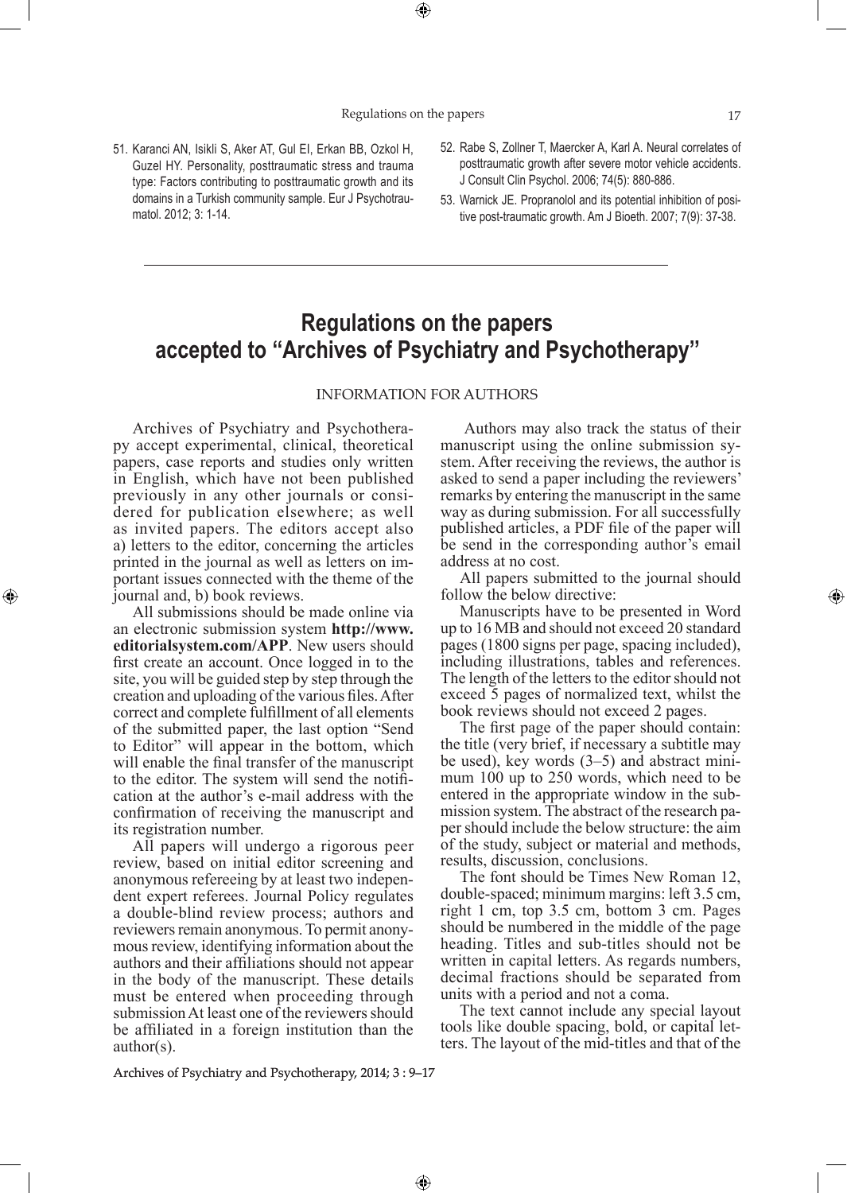51. Karanci AN, Isikli S, Aker AT, Gul EI, Erkan BB, Ozkol H, Guzel HY. Personality, posttraumatic stress and trauma type: Factors contributing to posttraumatic growth and its domains in a Turkish community sample. Eur J Psychotraumatol. 2012; 3: 1-14.
52. Rabe S, Zollner T, Maercker A, Karl A. Neural correlates of posttraumatic growth after severe motor vehicle accidents. J Consult Clin Psychol. 2006; 74(5): 880-886.
53. Warnick JE. Propranolol and its potential inhibition of positive post-traumatic growth. Am J Bioeth. 2007; 7(9): 37-38.

# Regulations on the papers accepted to "Archives of Psychiatry and Psychotherapy"

## INFORMATION FOR AUTHORS

Archives of Psychiatry and Psychotherapy accept experimental, clinical, theoretical papers, case reports and studies only written in English, which have not been published previously in any other journals or considered for publication elsewhere; as well as invited papers. The editors accept also a) letters to the editor, concerning the articles printed in the journal as well as letters on important issues connected with the theme of the journal and, b) book reviews.

All submissions should be made online via an electronic submission system **http://www.editorialsystem.com/APP**. New users should first create an account. Once logged in to the site, you will be guided step by step through the creation and uploading of the various files. After correct and complete fulfillment of all elements of the submitted paper, the last option "Send to Editor" will appear in the bottom, which will enable the final transfer of the manuscript to the editor. The system will send the notification at the author's e-mail address with the confirmation of receiving the manuscript and its registration number.

All papers will undergo a rigorous peer review, based on initial editor screening and anonymous refereeing by at least two independent expert referees. Journal Policy regulates a double-blind review process; authors and reviewers remain anonymous. To permit anonymous review, identifying information about the authors and their affiliations should not appear in the body of the manuscript. These details must be entered when proceeding through submission At least one of the reviewers should be affiliated in a foreign institution than the author(s).

Authors may also track the status of their manuscript using the online submission system. After receiving the reviews, the author is asked to send a paper including the reviewers' remarks by entering the manuscript in the same way as during submission. For all successfully published articles, a PDF file of the paper will be send in the corresponding author's email address at no cost.

All papers submitted to the journal should follow the below directive:

Manuscripts have to be presented in Word up to 16 MB and should not exceed 20 standard pages (1800 signs per page, spacing included), including illustrations, tables and references. The length of the letters to the editor should not exceed 5 pages of normalized text, whilst the book reviews should not exceed 2 pages.

The first page of the paper should contain: the title (very brief, if necessary a subtitle may be used), key words (3–5) and abstract minimum 100 up to 250 words, which need to be entered in the appropriate window in the submission system. The abstract of the research paper should include the below structure: the aim of the study, subject or material and methods, results, discussion, conclusions.

The font should be Times New Roman 12, double-spaced; minimum margins: left 3.5 cm, right 1 cm, top 3.5 cm, bottom 3 cm. Pages should be numbered in the middle of the page heading. Titles and sub-titles should not be written in capital letters. As regards numbers, decimal fractions should be separated from units with a period and not a coma.

The text cannot include any special layout tools like double spacing, bold, or capital letters. The layout of the mid-titles and that of the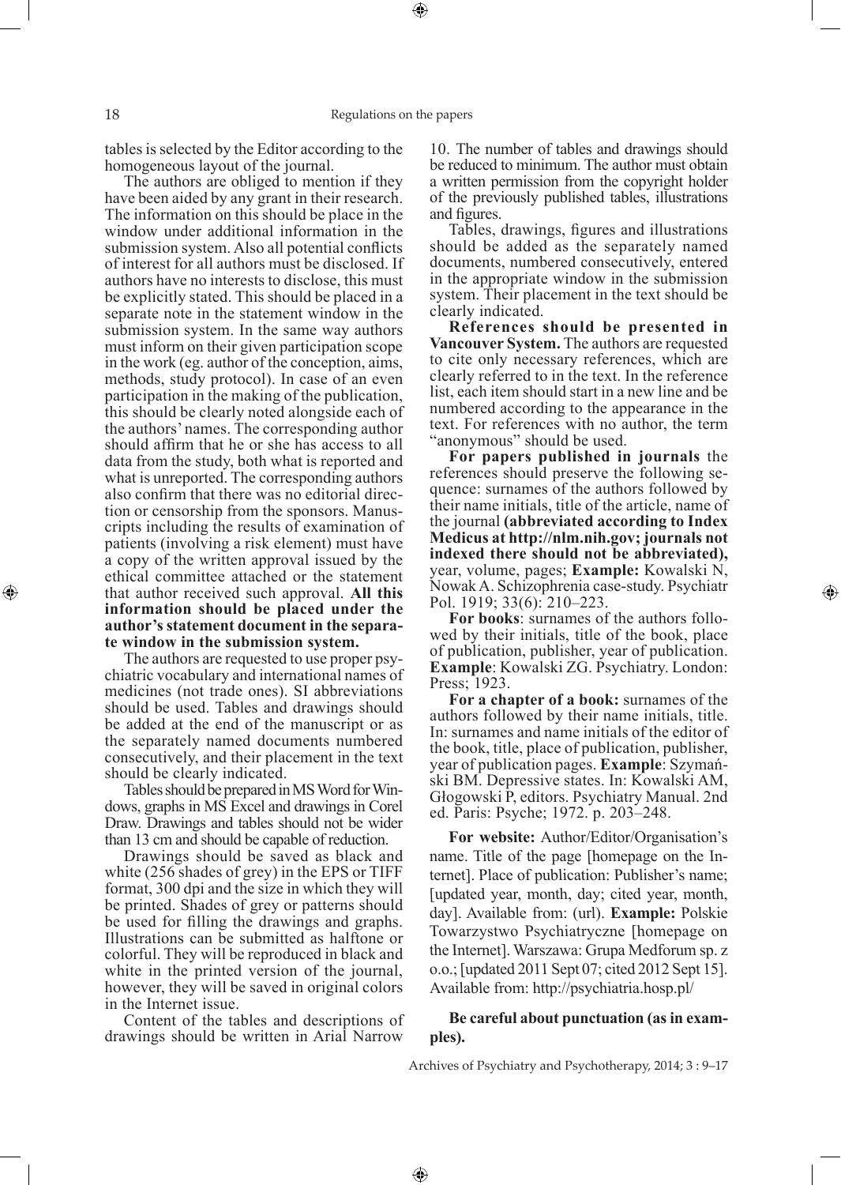tables is selected by the Editor according to the homogeneous layout of the journal.

The authors are obliged to mention if they have been aided by any grant in their research. The information on this should be place in the window under additional information in the submission system. Also all potential conflicts of interest for all authors must be disclosed. If authors have no interests to disclose, this must be explicitly stated. This should be placed in a separate note in the statement window in the submission system. In the same way authors must inform on their given participation scope in the work (eg. author of the conception, aims, methods, study protocol). In case of an even participation in the making of the publication, this should be clearly noted alongside each of the authors' names. The corresponding author should affirm that he or she has access to all data from the study, both what is reported and what is unreported. The corresponding authors also confirm that there was no editorial direction or censorship from the sponsors. Manuscripts including the results of examination of patients (involving a risk element) must have a copy of the written approval issued by the ethical committee attached or the statement that author received such approval. **All this information should be placed under the author's statement document in the separate window in the submission system.**

The authors are requested to use proper psychiatric vocabulary and international names of medicines (not trade ones). SI abbreviations should be used. Tables and drawings should be added at the end of the manuscript or as the separately named documents numbered consecutively, and their placement in the text should be clearly indicated.

Tables should be prepared in MS Word for Windows, graphs in MS Excel and drawings in Corel Draw. Drawings and tables should not be wider than 13 cm and should be capable of reduction.

Drawings should be saved as black and white (256 shades of grey) in the EPS or TIFF format, 300 dpi and the size in which they will be printed. Shades of grey or patterns should be used for filling the drawings and graphs. Illustrations can be submitted as halftone or colorful. They will be reproduced in black and white in the printed version of the journal, however, they will be saved in original colors in the Internet issue.

Content of the tables and descriptions of drawings should be written in Arial Narrow 10. The number of tables and drawings should be reduced to minimum. The author must obtain a written permission from the copyright holder of the previously published tables, illustrations and figures.

Tables, drawings, figures and illustrations should be added as the separately named documents, numbered consecutively, entered in the appropriate window in the submission system. Their placement in the text should be clearly indicated.

**References should be presented in Vancouver System.** The authors are requested to cite only necessary references, which are clearly referred to in the text. In the reference list, each item should start in a new line and be numbered according to the appearance in the text. For references with no author, the term "anonymous" should be used.

**For papers published in journals** the references should preserve the following sequence: surnames of the authors followed by their name initials, title of the article, name of the journal **(abbreviated according to Index Medicus at http://nlm.nih.gov; journals not indexed there should not be abbreviated),** year, volume, pages; **Example:** Kowalski N, Nowak A. Schizophrenia case-study. Psychiatr Pol. 1919; 33(6): 210–223.

**For books**: surnames of the authors followed by their initials, title of the book, place of publication, publisher, year of publication. **Example**: Kowalski ZG. Psychiatry. London: Press; 1923.

**For a chapter of a book:** surnames of the authors followed by their name initials, title. In: surnames and name initials of the editor of the book, title, place of publication, publisher, year of publication pages. **Example**: Szymański BM. Depressive states. In: Kowalski AM, Głogowski P, editors. Psychiatry Manual. 2nd ed. Paris: Psyche; 1972. p. 203–248.

**For website:** Author/Editor/Organisation's name. Title of the page [homepage on the Internet]. Place of publication: Publisher's name; [updated year, month, day; cited year, month, day]. Available from: (url). **Example:** Polskie Towarzystwo Psychiatryczne [homepage on the Internet]. Warszawa: Grupa Medforum sp. z o.o.; [updated 2011 Sept 07; cited 2012 Sept 15]. Available from: http://psychiatria.hosp.pl/

**Be careful about punctuation (as in examples).**